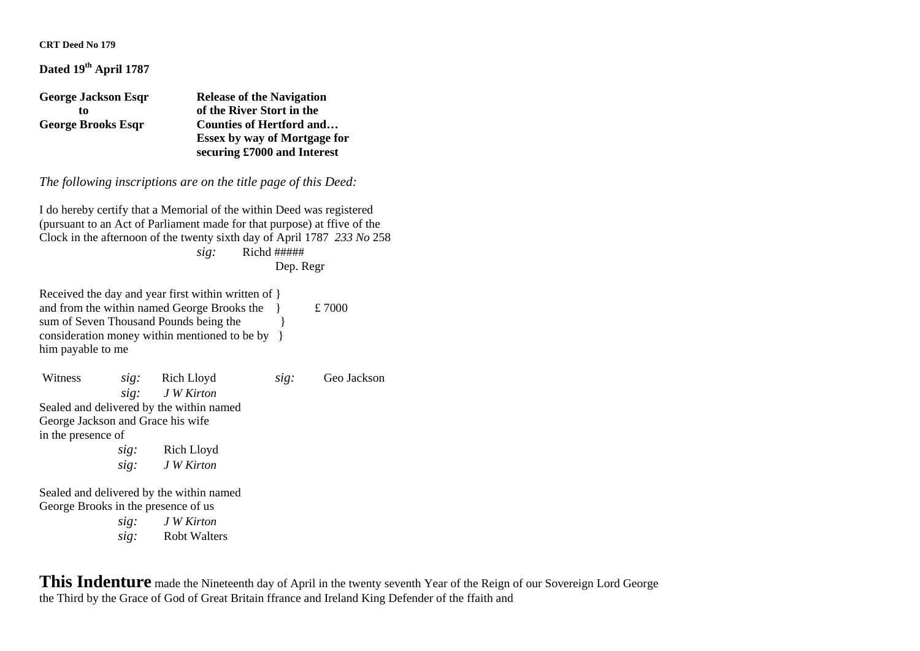**CRT Deed No 179**

**Dated 19th April 1787**

| | |
|---|---|
| **George Jackson Esqr** | **Release of the Navigation** |
| **to** | **of the River Stort in the** |
| **George Brooks Esqr** | **Counties of Hertford and…** |
| | **Essex by way of Mortgage for** |
| | **securing £7000 and Interest** |

*The following inscriptions are on the title page of this Deed:*

I do hereby certify that a Memorial of the within Deed was registered (pursuant to an Act of Parliament made for that purpose) at ffive of the Clock in the afternoon of the twenty sixth day of April 1787 *233 No* 258

*sig:* Richd #####
Dep. Regr

Received the day and year first within written of and from the within named George Brooks the sum of Seven Thousand Pounds being the consideration money within mentioned to be by him payable to me } £ 7000

Witness *sig:* Rich Lloyd *sig:* Geo Jackson
*sig:* *J W Kirton*

Sealed and delivered by the within named George Jackson and Grace his wife in the presence of

*sig:* Rich Lloyd
*sig:* *J W Kirton*

Sealed and delivered by the within named George Brooks in the presence of us

*sig:* *J W Kirton*
*sig:* Robt Walters

**This Indenture** made the Nineteenth day of April in the twenty seventh Year of the Reign of our Sovereign Lord George the Third by the Grace of God of Great Britain ffrance and Ireland King Defender of the ffaith and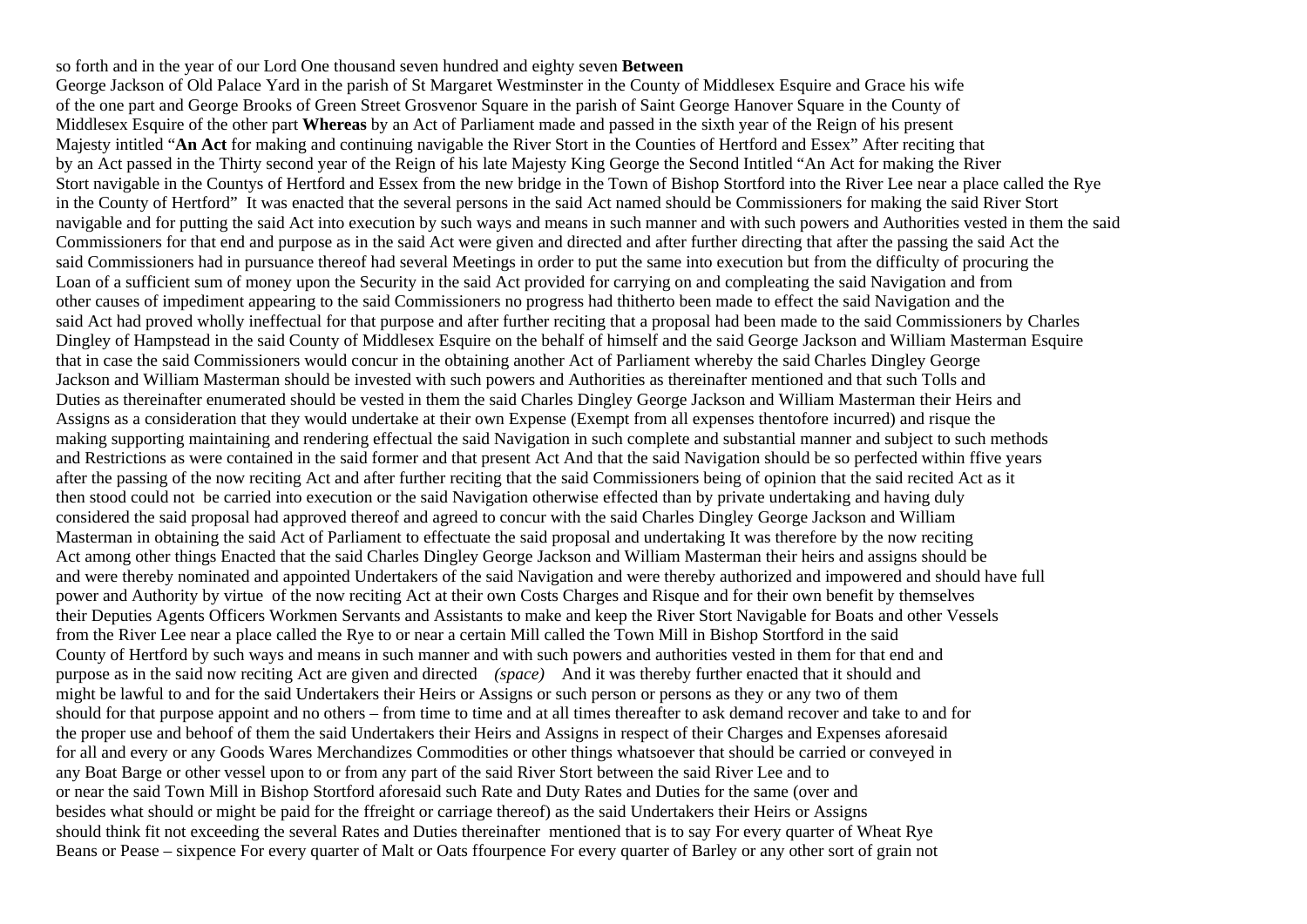so forth and in the year of our Lord One thousand seven hundred and eighty seven **Between** George Jackson of Old Palace Yard in the parish of St Margaret Westminster in the County of Middlesex Esquire and Grace his wife of the one part and George Brooks of Green Street Grosvenor Square in the parish of Saint George Hanover Square in the County of Middlesex Esquire of the other part **Whereas** by an Act of Parliament made and passed in the sixth year of the Reign of his present Majesty intitled "**An Act** for making and continuing navigable the River Stort in the Counties of Hertford and Essex" After reciting that by an Act passed in the Thirty second year of the Reign of his late Majesty King George the Second Intitled "An Act for making the River Stort navigable in the Countys of Hertford and Essex from the new bridge in the Town of Bishop Stortford into the River Lee near a place called the Rye in the County of Hertford" It was enacted that the several persons in the said Act named should be Commissioners for making the said River Stort navigable and for putting the said Act into execution by such ways and means in such manner and with such powers and Authorities vested in them the said Commissioners for that end and purpose as in the said Act were given and directed and after further directing that after the passing the said Act the said Commissioners had in pursuance thereof had several Meetings in order to put the same into execution but from the difficulty of procuring the Loan of a sufficient sum of money upon the Security in the said Act provided for carrying on and compleating the said Navigation and from other causes of impediment appearing to the said Commissioners no progress had thitherto been made to effect the said Navigation and the said Act had proved wholly ineffectual for that purpose and after further reciting that a proposal had been made to the said Commissioners by Charles Dingley of Hampstead in the said County of Middlesex Esquire on the behalf of himself and the said George Jackson and William Masterman Esquire that in case the said Commissioners would concur in the obtaining another Act of Parliament whereby the said Charles Dingley George Jackson and William Masterman should be invested with such powers and Authorities as thereinafter mentioned and that such Tolls and Duties as thereinafter enumerated should be vested in them the said Charles Dingley George Jackson and William Masterman their Heirs and Assigns as a consideration that they would undertake at their own Expense (Exempt from all expenses thentofore incurred) and risque the making supporting maintaining and rendering effectual the said Navigation in such complete and substantial manner and subject to such methods and Restrictions as were contained in the said former and that present Act And that the said Navigation should be so perfected within ffive years after the passing of the now reciting Act and after further reciting that the said Commissioners being of opinion that the said recited Act as it then stood could not be carried into execution or the said Navigation otherwise effected than by private undertaking and having duly considered the said proposal had approved thereof and agreed to concur with the said Charles Dingley George Jackson and William Masterman in obtaining the said Act of Parliament to effectuate the said proposal and undertaking It was therefore by the now reciting Act among other things Enacted that the said Charles Dingley George Jackson and William Masterman their heirs and assigns should be and were thereby nominated and appointed Undertakers of the said Navigation and were thereby authorized and impowered and should have full power and Authority by virtue of the now reciting Act at their own Costs Charges and Risque and for their own benefit by themselves their Deputies Agents Officers Workmen Servants and Assistants to make and keep the River Stort Navigable for Boats and other Vessels from the River Lee near a place called the Rye to or near a certain Mill called the Town Mill in Bishop Stortford in the said County of Hertford by such ways and means in such manner and with such powers and authorities vested in them for that end and purpose as in the said now reciting Act are given and directed *(space)* And it was thereby further enacted that it should and might be lawful to and for the said Undertakers their Heirs or Assigns or such person or persons as they or any two of them should for that purpose appoint and no others – from time to time and at all times thereafter to ask demand recover and take to and for the proper use and behoof of them the said Undertakers their Heirs and Assigns in respect of their Charges and Expenses aforesaid for all and every or any Goods Wares Merchandizes Commodities or other things whatsoever that should be carried or conveyed in any Boat Barge or other vessel upon to or from any part of the said River Stort between the said River Lee and to or near the said Town Mill in Bishop Stortford aforesaid such Rate and Duty Rates and Duties for the same (over and besides what should or might be paid for the ffreight or carriage thereof) as the said Undertakers their Heirs or Assigns should think fit not exceeding the several Rates and Duties thereinafter mentioned that is to say For every quarter of Wheat Rye Beans or Pease – sixpence For every quarter of Malt or Oats ffourpence For every quarter of Barley or any other sort of grain not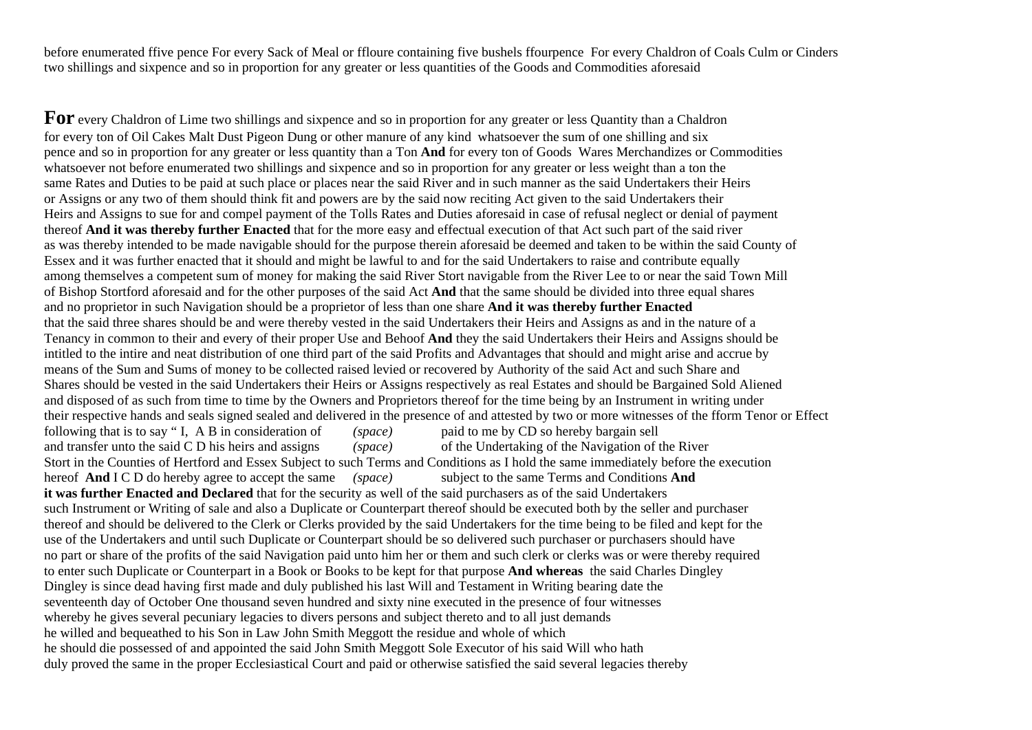before enumerated ffive pence For every Sack of Meal or ffloure containing five bushels ffourpence For every Chaldron of Coals Culm or Cinders two shillings and sixpence and so in proportion for any greater or less quantities of the Goods and Commodities aforesaid

**For** every Chaldron of Lime two shillings and sixpence and so in proportion for any greater or less Quantity than a Chaldron for every ton of Oil Cakes Malt Dust Pigeon Dung or other manure of any kind whatsoever the sum of one shilling and six pence and so in proportion for any greater or less quantity than a Ton **And** for every ton of Goods Wares Merchandizes or Commodities whatsoever not before enumerated two shillings and sixpence and so in proportion for any greater or less weight than a ton the same Rates and Duties to be paid at such place or places near the said River and in such manner as the said Undertakers their Heirs or Assigns or any two of them should think fit and powers are by the said now reciting Act given to the said Undertakers their Heirs and Assigns to sue for and compel payment of the Tolls Rates and Duties aforesaid in case of refusal neglect or denial of payment thereof **And it was thereby further Enacted** that for the more easy and effectual execution of that Act such part of the said river as was thereby intended to be made navigable should for the purpose therein aforesaid be deemed and taken to be within the said County of Essex and it was further enacted that it should and might be lawful to and for the said Undertakers to raise and contribute equally among themselves a competent sum of money for making the said River Stort navigable from the River Lee to or near the said Town Mill of Bishop Stortford aforesaid and for the other purposes of the said Act **And** that the same should be divided into three equal shares and no proprietor in such Navigation should be a proprietor of less than one share **And it was thereby further Enacted** that the said three shares should be and were thereby vested in the said Undertakers their Heirs and Assigns as and in the nature of a Tenancy in common to their and every of their proper Use and Behoof **And** they the said Undertakers their Heirs and Assigns should be intitled to the intire and neat distribution of one third part of the said Profits and Advantages that should and might arise and accrue by means of the Sum and Sums of money to be collected raised levied or recovered by Authority of the said Act and such Share and Shares should be vested in the said Undertakers their Heirs or Assigns respectively as real Estates and should be Bargained Sold Aliened and disposed of as such from time to time by the Owners and Proprietors thereof for the time being by an Instrument in writing under their respective hands and seals signed sealed and delivered in the presence of and attested by two or more witnesses of the fform Tenor or Effect following that is to say " I, A B in consideration of *(space)* paid to me by CD so hereby bargain sell and transfer unto the said C D his heirs and assigns *(space)* of the Undertaking of the Navigation of the River Stort in the Counties of Hertford and Essex Subject to such Terms and Conditions as I hold the same immediately before the execution hereof **And** I C D do hereby agree to accept the same *(space)* subject to the same Terms and Conditions **And it was further Enacted and Declared** that for the security as well of the said purchasers as of the said Undertakers such Instrument or Writing of sale and also a Duplicate or Counterpart thereof should be executed both by the seller and purchaser thereof and should be delivered to the Clerk or Clerks provided by the said Undertakers for the time being to be filed and kept for the use of the Undertakers and until such Duplicate or Counterpart should be so delivered such purchaser or purchasers should have no part or share of the profits of the said Navigation paid unto him her or them and such clerk or clerks was or were thereby required to enter such Duplicate or Counterpart in a Book or Books to be kept for that purpose **And whereas** the said Charles Dingley Dingley is since dead having first made and duly published his last Will and Testament in Writing bearing date the seventeenth day of October One thousand seven hundred and sixty nine executed in the presence of four witnesses whereby he gives several pecuniary legacies to divers persons and subject thereto and to all just demands he willed and bequeathed to his Son in Law John Smith Meggott the residue and whole of which he should die possessed of and appointed the said John Smith Meggott Sole Executor of his said Will who hath duly proved the same in the proper Ecclesiastical Court and paid or otherwise satisfied the said several legacies thereby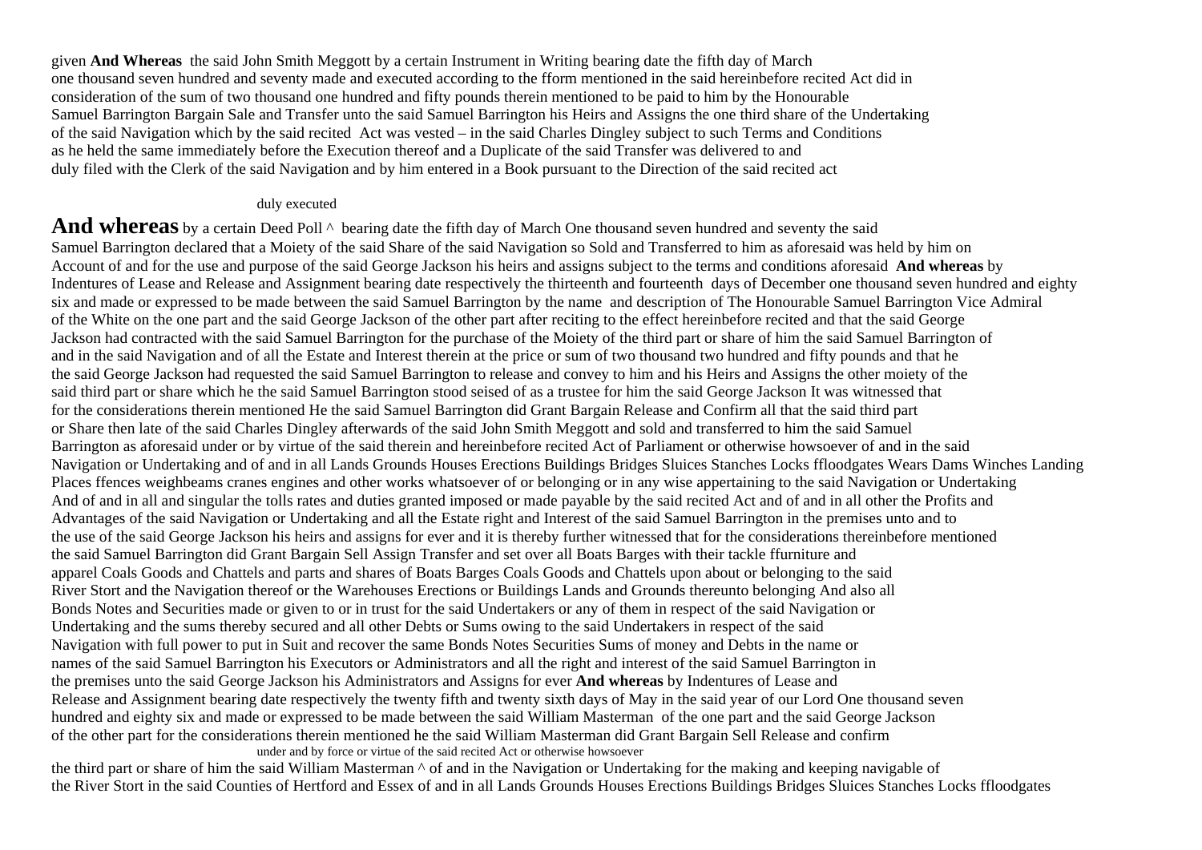given **And Whereas** the said John Smith Meggott by a certain Instrument in Writing bearing date the fifth day of March one thousand seven hundred and seventy made and executed according to the fform mentioned in the said hereinbefore recited Act did in consideration of the sum of two thousand one hundred and fifty pounds therein mentioned to be paid to him by the Honourable Samuel Barrington Bargain Sale and Transfer unto the said Samuel Barrington his Heirs and Assigns the one third share of the Undertaking of the said Navigation which by the said recited Act was vested – in the said Charles Dingley subject to such Terms and Conditions as he held the same immediately before the Execution thereof and a Duplicate of the said Transfer was delivered to and duly filed with the Clerk of the said Navigation and by him entered in a Book pursuant to the Direction of the said recited act

duly executed

**And whereas** by a certain Deed Poll ^ bearing date the fifth day of March One thousand seven hundred and seventy the said Samuel Barrington declared that a Moiety of the said Share of the said Navigation so Sold and Transferred to him as aforesaid was held by him on Account of and for the use and purpose of the said George Jackson his heirs and assigns subject to the terms and conditions aforesaid **And whereas** by Indentures of Lease and Release and Assignment bearing date respectively the thirteenth and fourteenth days of December one thousand seven hundred and eighty six and made or expressed to be made between the said Samuel Barrington by the name and description of The Honourable Samuel Barrington Vice Admiral of the White on the one part and the said George Jackson of the other part after reciting to the effect hereinbefore recited and that the said George Jackson had contracted with the said Samuel Barrington for the purchase of the Moiety of the third part or share of him the said Samuel Barrington of and in the said Navigation and of all the Estate and Interest therein at the price or sum of two thousand two hundred and fifty pounds and that he the said George Jackson had requested the said Samuel Barrington to release and convey to him and his Heirs and Assigns the other moiety of the said third part or share which he the said Samuel Barrington stood seised of as a trustee for him the said George Jackson It was witnessed that for the considerations therein mentioned He the said Samuel Barrington did Grant Bargain Release and Confirm all that the said third part or Share then late of the said Charles Dingley afterwards of the said John Smith Meggott and sold and transferred to him the said Samuel Barrington as aforesaid under or by virtue of the said therein and hereinbefore recited Act of Parliament or otherwise howsoever of and in the said Navigation or Undertaking and of and in all Lands Grounds Houses Erections Buildings Bridges Sluices Stanches Locks ffloodgates Wears Dams Winches Landing Places ffences weighbeams cranes engines and other works whatsoever of or belonging or in any wise appertaining to the said Navigation or Undertaking And of and in all and singular the tolls rates and duties granted imposed or made payable by the said recited Act and of and in all other the Profits and Advantages of the said Navigation or Undertaking and all the Estate right and Interest of the said Samuel Barrington in the premises unto and to the use of the said George Jackson his heirs and assigns for ever and it is thereby further witnessed that for the considerations thereinbefore mentioned the said Samuel Barrington did Grant Bargain Sell Assign Transfer and set over all Boats Barges with their tackle ffurniture and apparel Coals Goods and Chattels and parts and shares of Boats Barges Coals Goods and Chattels upon about or belonging to the said River Stort and the Navigation thereof or the Warehouses Erections or Buildings Lands and Grounds thereunto belonging And also all Bonds Notes and Securities made or given to or in trust for the said Undertakers or any of them in respect of the said Navigation or Undertaking and the sums thereby secured and all other Debts or Sums owing to the said Undertakers in respect of the said Navigation with full power to put in Suit and recover the same Bonds Notes Securities Sums of money and Debts in the name or names of the said Samuel Barrington his Executors or Administrators and all the right and interest of the said Samuel Barrington in the premises unto the said George Jackson his Administrators and Assigns for ever **And whereas** by Indentures of Lease and Release and Assignment bearing date respectively the twenty fifth and twenty sixth days of May in the said year of our Lord One thousand seven hundred and eighty six and made or expressed to be made between the said William Masterman of the one part and the said George Jackson of the other part for the considerations therein mentioned he the said William Masterman did Grant Bargain Sell Release and confirm

under and by force or virtue of the said recited Act or otherwise howsoever

the third part or share of him the said William Masterman ^ of and in the Navigation or Undertaking for the making and keeping navigable of the River Stort in the said Counties of Hertford and Essex of and in all Lands Grounds Houses Erections Buildings Bridges Sluices Stanches Locks ffloodgates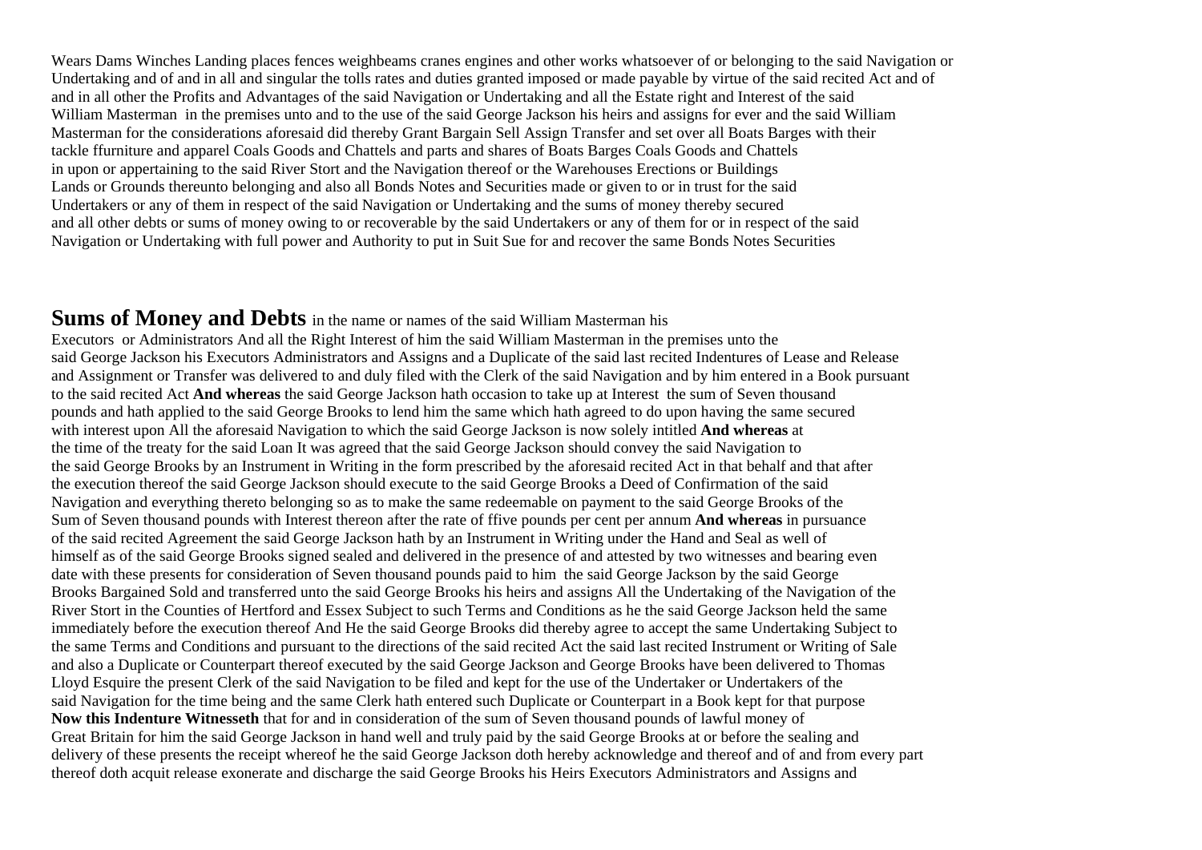Wears Dams Winches Landing places fences weighbeams cranes engines and other works whatsoever of or belonging to the said Navigation or Undertaking and of and in all and singular the tolls rates and duties granted imposed or made payable by virtue of the said recited Act and of and in all other the Profits and Advantages of the said Navigation or Undertaking and all the Estate right and Interest of the said William Masterman in the premises unto and to the use of the said George Jackson his heirs and assigns for ever and the said William Masterman for the considerations aforesaid did thereby Grant Bargain Sell Assign Transfer and set over all Boats Barges with their tackle ffurniture and apparel Coals Goods and Chattels and parts and shares of Boats Barges Coals Goods and Chattels in upon or appertaining to the said River Stort and the Navigation thereof or the Warehouses Erections or Buildings Lands or Grounds thereunto belonging and also all Bonds Notes and Securities made or given to or in trust for the said Undertakers or any of them in respect of the said Navigation or Undertaking and the sums of money thereby secured and all other debts or sums of money owing to or recoverable by the said Undertakers or any of them for or in respect of the said Navigation or Undertaking with full power and Authority to put in Suit Sue for and recover the same Bonds Notes Securities

**Sums of Money and Debts** in the name or names of the said William Masterman his Executors or Administrators And all the Right Interest of him the said William Masterman in the premises unto the said George Jackson his Executors Administrators and Assigns and a Duplicate of the said last recited Indentures of Lease and Release and Assignment or Transfer was delivered to and duly filed with the Clerk of the said Navigation and by him entered in a Book pursuant to the said recited Act **And whereas** the said George Jackson hath occasion to take up at Interest the sum of Seven thousand pounds and hath applied to the said George Brooks to lend him the same which hath agreed to do upon having the same secured with interest upon All the aforesaid Navigation to which the said George Jackson is now solely intitled **And whereas** at the time of the treaty for the said Loan It was agreed that the said George Jackson should convey the said Navigation to the said George Brooks by an Instrument in Writing in the form prescribed by the aforesaid recited Act in that behalf and that after the execution thereof the said George Jackson should execute to the said George Brooks a Deed of Confirmation of the said Navigation and everything thereto belonging so as to make the same redeemable on payment to the said George Brooks of the Sum of Seven thousand pounds with Interest thereon after the rate of ffive pounds per cent per annum **And whereas** in pursuance of the said recited Agreement the said George Jackson hath by an Instrument in Writing under the Hand and Seal as well of himself as of the said George Brooks signed sealed and delivered in the presence of and attested by two witnesses and bearing even date with these presents for consideration of Seven thousand pounds paid to him the said George Jackson by the said George Brooks Bargained Sold and transferred unto the said George Brooks his heirs and assigns All the Undertaking of the Navigation of the River Stort in the Counties of Hertford and Essex Subject to such Terms and Conditions as he the said George Jackson held the same immediately before the execution thereof And He the said George Brooks did thereby agree to accept the same Undertaking Subject to the same Terms and Conditions and pursuant to the directions of the said recited Act the said last recited Instrument or Writing of Sale and also a Duplicate or Counterpart thereof executed by the said George Jackson and George Brooks have been delivered to Thomas Lloyd Esquire the present Clerk of the said Navigation to be filed and kept for the use of the Undertaker or Undertakers of the said Navigation for the time being and the same Clerk hath entered such Duplicate or Counterpart in a Book kept for that purpose **Now this Indenture Witnesseth** that for and in consideration of the sum of Seven thousand pounds of lawful money of Great Britain for him the said George Jackson in hand well and truly paid by the said George Brooks at or before the sealing and delivery of these presents the receipt whereof he the said George Jackson doth hereby acknowledge and thereof and of and from every part thereof doth acquit release exonerate and discharge the said George Brooks his Heirs Executors Administrators and Assigns and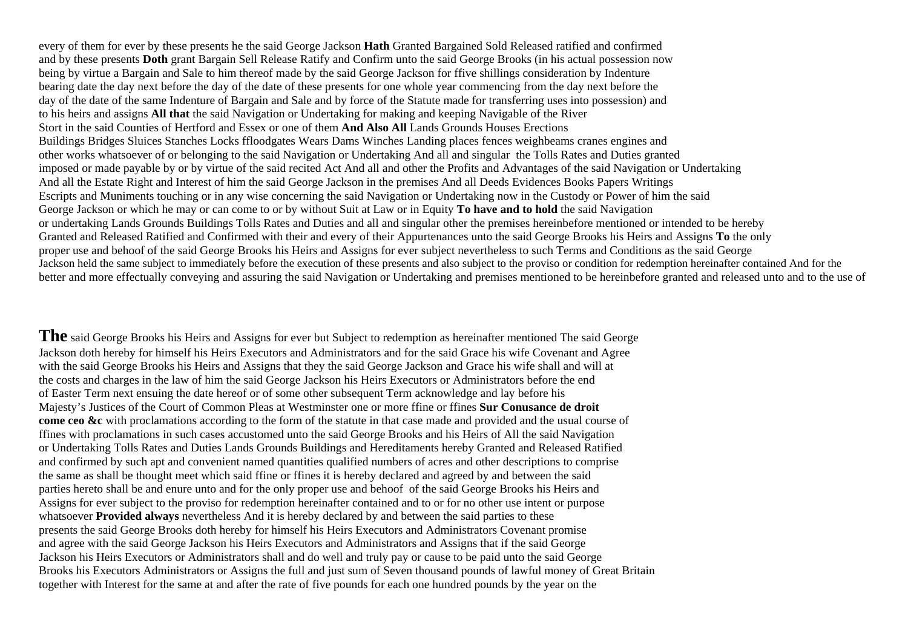every of them for ever by these presents he the said George Jackson **Hath** Granted Bargained Sold Released ratified and confirmed and by these presents **Doth** grant Bargain Sell Release Ratify and Confirm unto the said George Brooks (in his actual possession now being by virtue a Bargain and Sale to him thereof made by the said George Jackson for ffive shillings consideration by Indenture bearing date the day next before the day of the date of these presents for one whole year commencing from the day next before the day of the date of the same Indenture of Bargain and Sale and by force of the Statute made for transferring uses into possession) and to his heirs and assigns **All that** the said Navigation or Undertaking for making and keeping Navigable of the River Stort in the said Counties of Hertford and Essex or one of them **And Also All** Lands Grounds Houses Erections Buildings Bridges Sluices Stanches Locks ffloodgates Wears Dams Winches Landing places fences weighbeams cranes engines and other works whatsoever of or belonging to the said Navigation or Undertaking And all and singular the Tolls Rates and Duties granted imposed or made payable by or by virtue of the said recited Act And all and other the Profits and Advantages of the said Navigation or Undertaking And all the Estate Right and Interest of him the said George Jackson in the premises And all Deeds Evidences Books Papers Writings Escripts and Muniments touching or in any wise concerning the said Navigation or Undertaking now in the Custody or Power of him the said George Jackson or which he may or can come to or by without Suit at Law or in Equity **To have and to hold** the said Navigation or undertaking Lands Grounds Buildings Tolls Rates and Duties and all and singular other the premises hereinbefore mentioned or intended to be hereby Granted and Released Ratified and Confirmed with their and every of their Appurtenances unto the said George Brooks his Heirs and Assigns **To** the only proper use and behoof of the said George Brooks his Heirs and Assigns for ever subject nevertheless to such Terms and Conditions as the said George Jackson held the same subject to immediately before the execution of these presents and also subject to the proviso or condition for redemption hereinafter contained And for the better and more effectually conveying and assuring the said Navigation or Undertaking and premises mentioned to be hereinbefore granted and released unto and to the use of

**The** said George Brooks his Heirs and Assigns for ever but Subject to redemption as hereinafter mentioned The said George Jackson doth hereby for himself his Heirs Executors and Administrators and for the said Grace his wife Covenant and Agree with the said George Brooks his Heirs and Assigns that they the said George Jackson and Grace his wife shall and will at the costs and charges in the law of him the said George Jackson his Heirs Executors or Administrators before the end of Easter Term next ensuing the date hereof or of some other subsequent Term acknowledge and lay before his Majesty's Justices of the Court of Common Pleas at Westminster one or more ffine or ffines **Sur Conusance de droit come ceo &c** with proclamations according to the form of the statute in that case made and provided and the usual course of ffines with proclamations in such cases accustomed unto the said George Brooks and his Heirs of All the said Navigation or Undertaking Tolls Rates and Duties Lands Grounds Buildings and Hereditaments hereby Granted and Released Ratified and confirmed by such apt and convenient named quantities qualified numbers of acres and other descriptions to comprise the same as shall be thought meet which said ffine or ffines it is hereby declared and agreed by and between the said parties hereto shall be and enure unto and for the only proper use and behoof of the said George Brooks his Heirs and Assigns for ever subject to the proviso for redemption hereinafter contained and to or for no other use intent or purpose whatsoever **Provided always** nevertheless And it is hereby declared by and between the said parties to these presents the said George Brooks doth hereby for himself his Heirs Executors and Administrators Covenant promise and agree with the said George Jackson his Heirs Executors and Administrators and Assigns that if the said George Jackson his Heirs Executors or Administrators shall and do well and truly pay or cause to be paid unto the said George Brooks his Executors Administrators or Assigns the full and just sum of Seven thousand pounds of lawful money of Great Britain together with Interest for the same at and after the rate of five pounds for each one hundred pounds by the year on the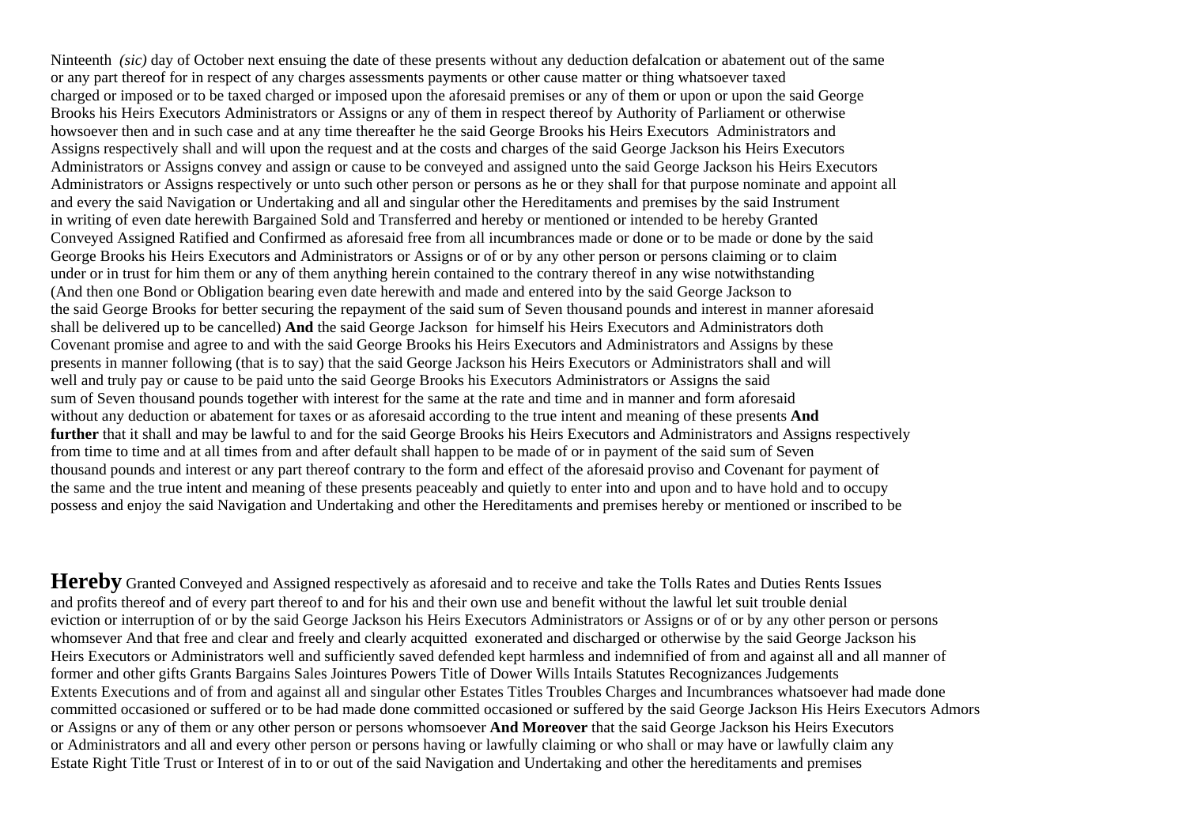Ninteenth *(sic)* day of October next ensuing the date of these presents without any deduction defalcation or abatement out of the same or any part thereof for in respect of any charges assessments payments or other cause matter or thing whatsoever taxed charged or imposed or to be taxed charged or imposed upon the aforesaid premises or any of them or upon or upon the said George Brooks his Heirs Executors Administrators or Assigns or any of them in respect thereof by Authority of Parliament or otherwise howsoever then and in such case and at any time thereafter he the said George Brooks his Heirs Executors Administrators and Assigns respectively shall and will upon the request and at the costs and charges of the said George Jackson his Heirs Executors Administrators or Assigns convey and assign or cause to be conveyed and assigned unto the said George Jackson his Heirs Executors Administrators or Assigns respectively or unto such other person or persons as he or they shall for that purpose nominate and appoint all and every the said Navigation or Undertaking and all and singular other the Hereditaments and premises by the said Instrument in writing of even date herewith Bargained Sold and Transferred and hereby or mentioned or intended to be hereby Granted Conveyed Assigned Ratified and Confirmed as aforesaid free from all incumbrances made or done or to be made or done by the said George Brooks his Heirs Executors and Administrators or Assigns or of or by any other person or persons claiming or to claim under or in trust for him them or any of them anything herein contained to the contrary thereof in any wise notwithstanding (And then one Bond or Obligation bearing even date herewith and made and entered into by the said George Jackson to the said George Brooks for better securing the repayment of the said sum of Seven thousand pounds and interest in manner aforesaid shall be delivered up to be cancelled) **And** the said George Jackson for himself his Heirs Executors and Administrators doth Covenant promise and agree to and with the said George Brooks his Heirs Executors and Administrators and Assigns by these presents in manner following (that is to say) that the said George Jackson his Heirs Executors or Administrators shall and will well and truly pay or cause to be paid unto the said George Brooks his Executors Administrators or Assigns the said sum of Seven thousand pounds together with interest for the same at the rate and time and in manner and form aforesaid without any deduction or abatement for taxes or as aforesaid according to the true intent and meaning of these presents **And further** that it shall and may be lawful to and for the said George Brooks his Heirs Executors and Administrators and Assigns respectively from time to time and at all times from and after default shall happen to be made of or in payment of the said sum of Seven thousand pounds and interest or any part thereof contrary to the form and effect of the aforesaid proviso and Covenant for payment of the same and the true intent and meaning of these presents peaceably and quietly to enter into and upon and to have hold and to occupy possess and enjoy the said Navigation and Undertaking and other the Hereditaments and premises hereby or mentioned or inscribed to be

**Hereby** Granted Conveyed and Assigned respectively as aforesaid and to receive and take the Tolls Rates and Duties Rents Issues and profits thereof and of every part thereof to and for his and their own use and benefit without the lawful let suit trouble denial eviction or interruption of or by the said George Jackson his Heirs Executors Administrators or Assigns or of or by any other person or persons whomsever And that free and clear and freely and clearly acquitted exonerated and discharged or otherwise by the said George Jackson his Heirs Executors or Administrators well and sufficiently saved defended kept harmless and indemnified of from and against all and all manner of former and other gifts Grants Bargains Sales Jointures Powers Title of Dower Wills Intails Statutes Recognizances Judgements Extents Executions and of from and against all and singular other Estates Titles Troubles Charges and Incumbrances whatsoever had made done committed occasioned or suffered or to be had made done committed occasioned or suffered by the said George Jackson His Heirs Executors Admors or Assigns or any of them or any other person or persons whomsoever **And Moreover** that the said George Jackson his Heirs Executors or Administrators and all and every other person or persons having or lawfully claiming or who shall or may have or lawfully claim any Estate Right Title Trust or Interest of in to or out of the said Navigation and Undertaking and other the hereditaments and premises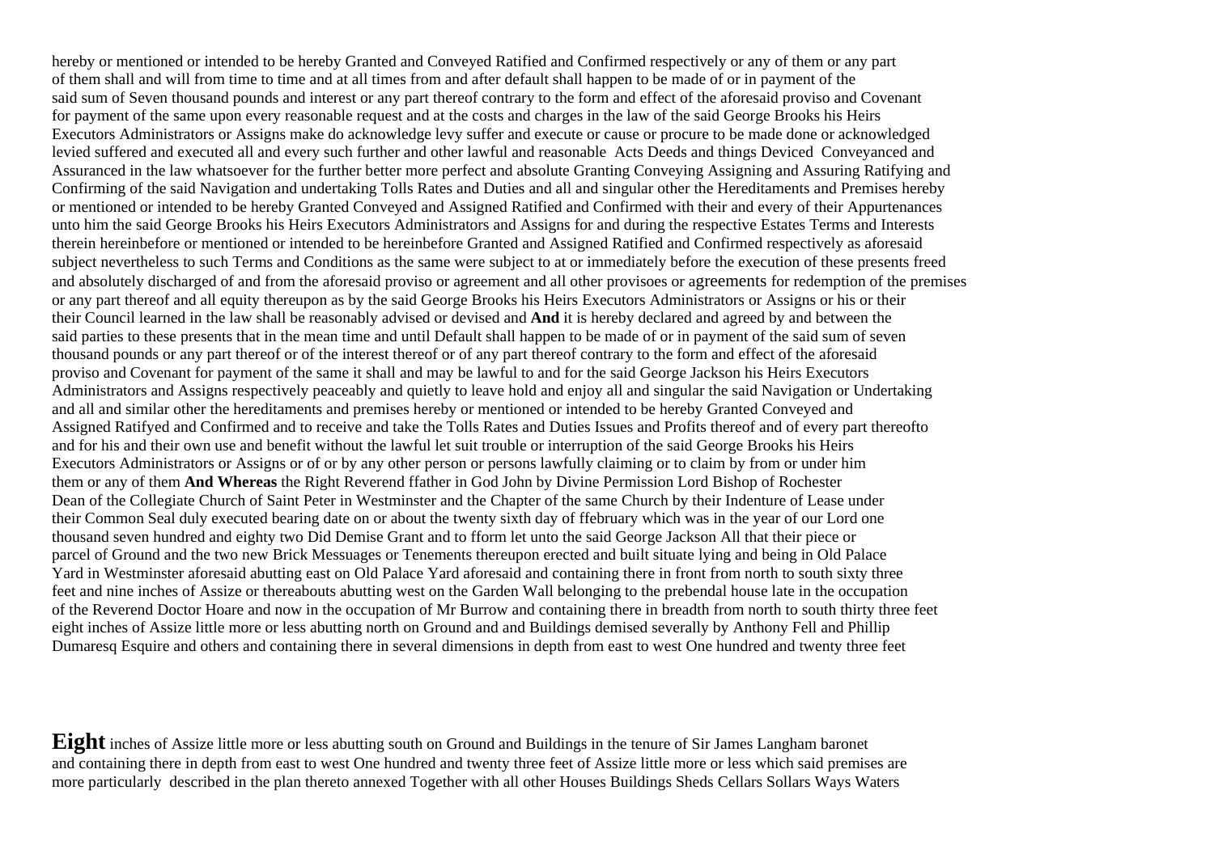hereby or mentioned or intended to be hereby Granted and Conveyed Ratified and Confirmed respectively or any of them or any part of them shall and will from time to time and at all times from and after default shall happen to be made of or in payment of the said sum of Seven thousand pounds and interest or any part thereof contrary to the form and effect of the aforesaid proviso and Covenant for payment of the same upon every reasonable request and at the costs and charges in the law of the said George Brooks his Heirs Executors Administrators or Assigns make do acknowledge levy suffer and execute or cause or procure to be made done or acknowledged levied suffered and executed all and every such further and other lawful and reasonable Acts Deeds and things Deviced Conveyanced and Assuranced in the law whatsoever for the further better more perfect and absolute Granting Conveying Assigning and Assuring Ratifying and Confirming of the said Navigation and undertaking Tolls Rates and Duties and all and singular other the Hereditaments and Premises hereby or mentioned or intended to be hereby Granted Conveyed and Assigned Ratified and Confirmed with their and every of their Appurtenances unto him the said George Brooks his Heirs Executors Administrators and Assigns for and during the respective Estates Terms and Interests therein hereinbefore or mentioned or intended to be hereinbefore Granted and Assigned Ratified and Confirmed respectively as aforesaid subject nevertheless to such Terms and Conditions as the same were subject to at or immediately before the execution of these presents freed and absolutely discharged of and from the aforesaid proviso or agreement and all other provisoes or agreements for redemption of the premises or any part thereof and all equity thereupon as by the said George Brooks his Heirs Executors Administrators or Assigns or his or their their Council learned in the law shall be reasonably advised or devised and **And** it is hereby declared and agreed by and between the said parties to these presents that in the mean time and until Default shall happen to be made of or in payment of the said sum of seven thousand pounds or any part thereof or of the interest thereof or of any part thereof contrary to the form and effect of the aforesaid proviso and Covenant for payment of the same it shall and may be lawful to and for the said George Jackson his Heirs Executors Administrators and Assigns respectively peaceably and quietly to leave hold and enjoy all and singular the said Navigation or Undertaking and all and similar other the hereditaments and premises hereby or mentioned or intended to be hereby Granted Conveyed and Assigned Ratifyed and Confirmed and to receive and take the Tolls Rates and Duties Issues and Profits thereof and of every part thereofto and for his and their own use and benefit without the lawful let suit trouble or interruption of the said George Brooks his Heirs Executors Administrators or Assigns or of or by any other person or persons lawfully claiming or to claim by from or under him them or any of them **And Whereas** the Right Reverend ffather in God John by Divine Permission Lord Bishop of Rochester Dean of the Collegiate Church of Saint Peter in Westminster and the Chapter of the same Church by their Indenture of Lease under their Common Seal duly executed bearing date on or about the twenty sixth day of ffebruary which was in the year of our Lord one thousand seven hundred and eighty two Did Demise Grant and to fform let unto the said George Jackson All that their piece or parcel of Ground and the two new Brick Messuages or Tenements thereupon erected and built situate lying and being in Old Palace Yard in Westminster aforesaid abutting east on Old Palace Yard aforesaid and containing there in front from north to south sixty three feet and nine inches of Assize or thereabouts abutting west on the Garden Wall belonging to the prebendal house late in the occupation of the Reverend Doctor Hoare and now in the occupation of Mr Burrow and containing there in breadth from north to south thirty three feet eight inches of Assize little more or less abutting north on Ground and and Buildings demised severally by Anthony Fell and Phillip Dumaresq Esquire and others and containing there in several dimensions in depth from east to west One hundred and twenty three feet

**Eight** inches of Assize little more or less abutting south on Ground and Buildings in the tenure of Sir James Langham baronet and containing there in depth from east to west One hundred and twenty three feet of Assize little more or less which said premises are more particularly described in the plan thereto annexed Together with all other Houses Buildings Sheds Cellars Sollars Ways Waters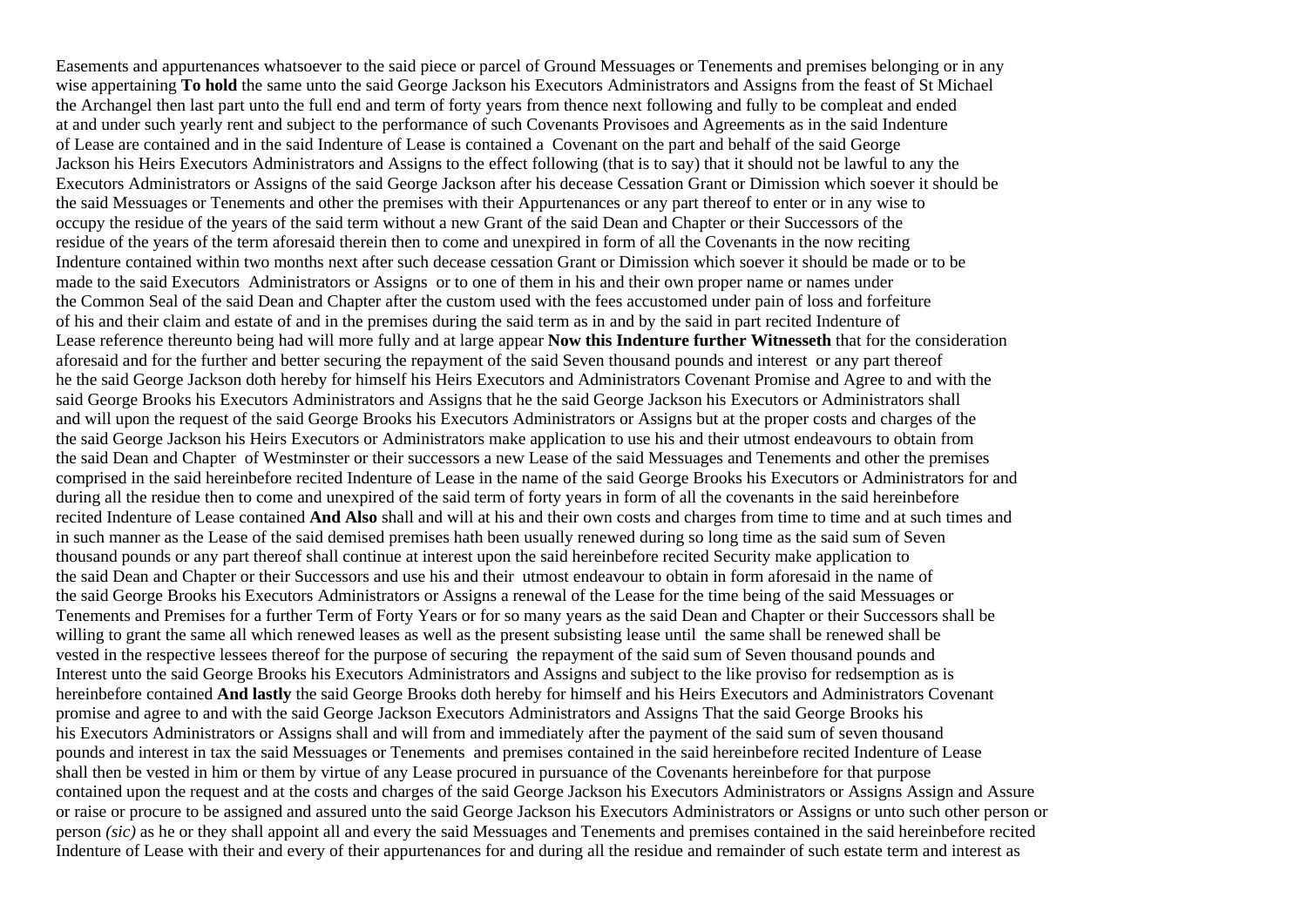Easements and appurtenances whatsoever to the said piece or parcel of Ground Messuages or Tenements and premises belonging or in any wise appertaining **To hold** the same unto the said George Jackson his Executors Administrators and Assigns from the feast of St Michael the Archangel then last part unto the full end and term of forty years from thence next following and fully to be compleat and ended at and under such yearly rent and subject to the performance of such Covenants Provisoes and Agreements as in the said Indenture of Lease are contained and in the said Indenture of Lease is contained a Covenant on the part and behalf of the said George Jackson his Heirs Executors Administrators and Assigns to the effect following (that is to say) that it should not be lawful to any the Executors Administrators or Assigns of the said George Jackson after his decease Cessation Grant or Dimission which soever it should be the said Messuages or Tenements and other the premises with their Appurtenances or any part thereof to enter or in any wise to occupy the residue of the years of the said term without a new Grant of the said Dean and Chapter or their Successors of the residue of the years of the term aforesaid therein then to come and unexpired in form of all the Covenants in the now reciting Indenture contained within two months next after such decease cessation Grant or Dimission which soever it should be made or to be made to the said Executors Administrators or Assigns or to one of them in his and their own proper name or names under the Common Seal of the said Dean and Chapter after the custom used with the fees accustomed under pain of loss and forfeiture of his and their claim and estate of and in the premises during the said term as in and by the said in part recited Indenture of Lease reference thereunto being had will more fully and at large appear **Now this Indenture further Witnesseth** that for the consideration aforesaid and for the further and better securing the repayment of the said Seven thousand pounds and interest or any part thereof he the said George Jackson doth hereby for himself his Heirs Executors and Administrators Covenant Promise and Agree to and with the said George Brooks his Executors Administrators and Assigns that he the said George Jackson his Executors or Administrators shall and will upon the request of the said George Brooks his Executors Administrators or Assigns but at the proper costs and charges of the the said George Jackson his Heirs Executors or Administrators make application to use his and their utmost endeavours to obtain from the said Dean and Chapter of Westminster or their successors a new Lease of the said Messuages and Tenements and other the premises comprised in the said hereinbefore recited Indenture of Lease in the name of the said George Brooks his Executors or Administrators for and during all the residue then to come and unexpired of the said term of forty years in form of all the covenants in the said hereinbefore recited Indenture of Lease contained **And Also** shall and will at his and their own costs and charges from time to time and at such times and in such manner as the Lease of the said demised premises hath been usually renewed during so long time as the said sum of Seven thousand pounds or any part thereof shall continue at interest upon the said hereinbefore recited Security make application to the said Dean and Chapter or their Successors and use his and their utmost endeavour to obtain in form aforesaid in the name of the said George Brooks his Executors Administrators or Assigns a renewal of the Lease for the time being of the said Messuages or Tenements and Premises for a further Term of Forty Years or for so many years as the said Dean and Chapter or their Successors shall be willing to grant the same all which renewed leases as well as the present subsisting lease until the same shall be renewed shall be vested in the respective lessees thereof for the purpose of securing the repayment of the said sum of Seven thousand pounds and Interest unto the said George Brooks his Executors Administrators and Assigns and subject to the like proviso for redsemption as is hereinbefore contained **And lastly** the said George Brooks doth hereby for himself and his Heirs Executors and Administrators Covenant promise and agree to and with the said George Jackson Executors Administrators and Assigns That the said George Brooks his his Executors Administrators or Assigns shall and will from and immediately after the payment of the said sum of seven thousand pounds and interest in tax the said Messuages or Tenements and premises contained in the said hereinbefore recited Indenture of Lease shall then be vested in him or them by virtue of any Lease procured in pursuance of the Covenants hereinbefore for that purpose contained upon the request and at the costs and charges of the said George Jackson his Executors Administrators or Assigns Assign and Assure or raise or procure to be assigned and assured unto the said George Jackson his Executors Administrators or Assigns or unto such other person or person *(sic)* as he or they shall appoint all and every the said Messuages and Tenements and premises contained in the said hereinbefore recited Indenture of Lease with their and every of their appurtenances for and during all the residue and remainder of such estate term and interest as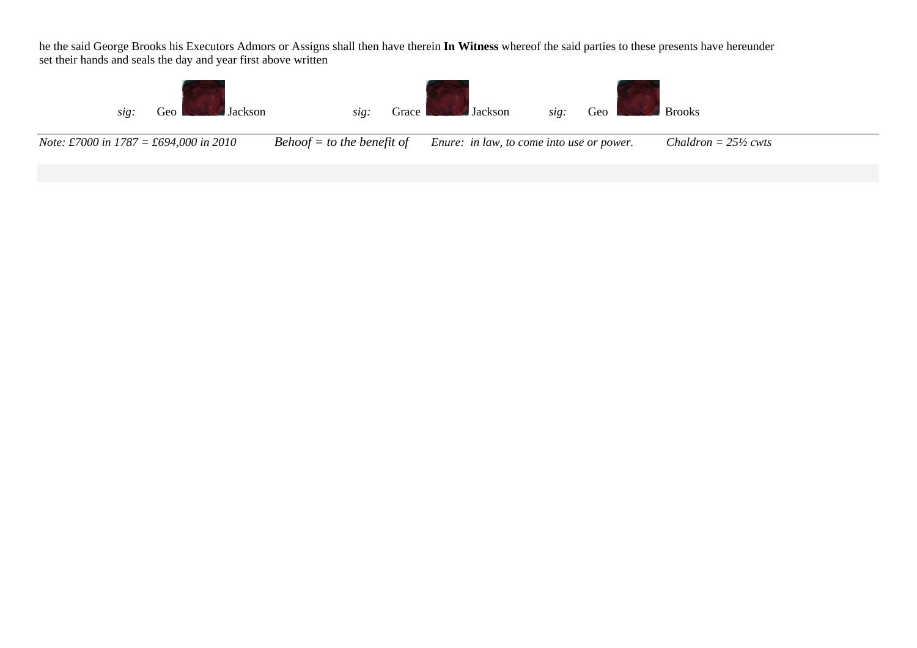he the said George Brooks his Executors Admors or Assigns shall then have therein **In Witness** whereof the said parties to these presents have hereunder set their hands and seals the day and year first above written

*sig:* Geo Jackson *sig:* Grace Jackson *sig:* Geo Brooks

---

*Note: £7000 in 1787 = £694,000 in 2010* *Behoof = to the benefit of* *Enure: in law, to come into use or power.* *Chaldron = 25½ cwts*